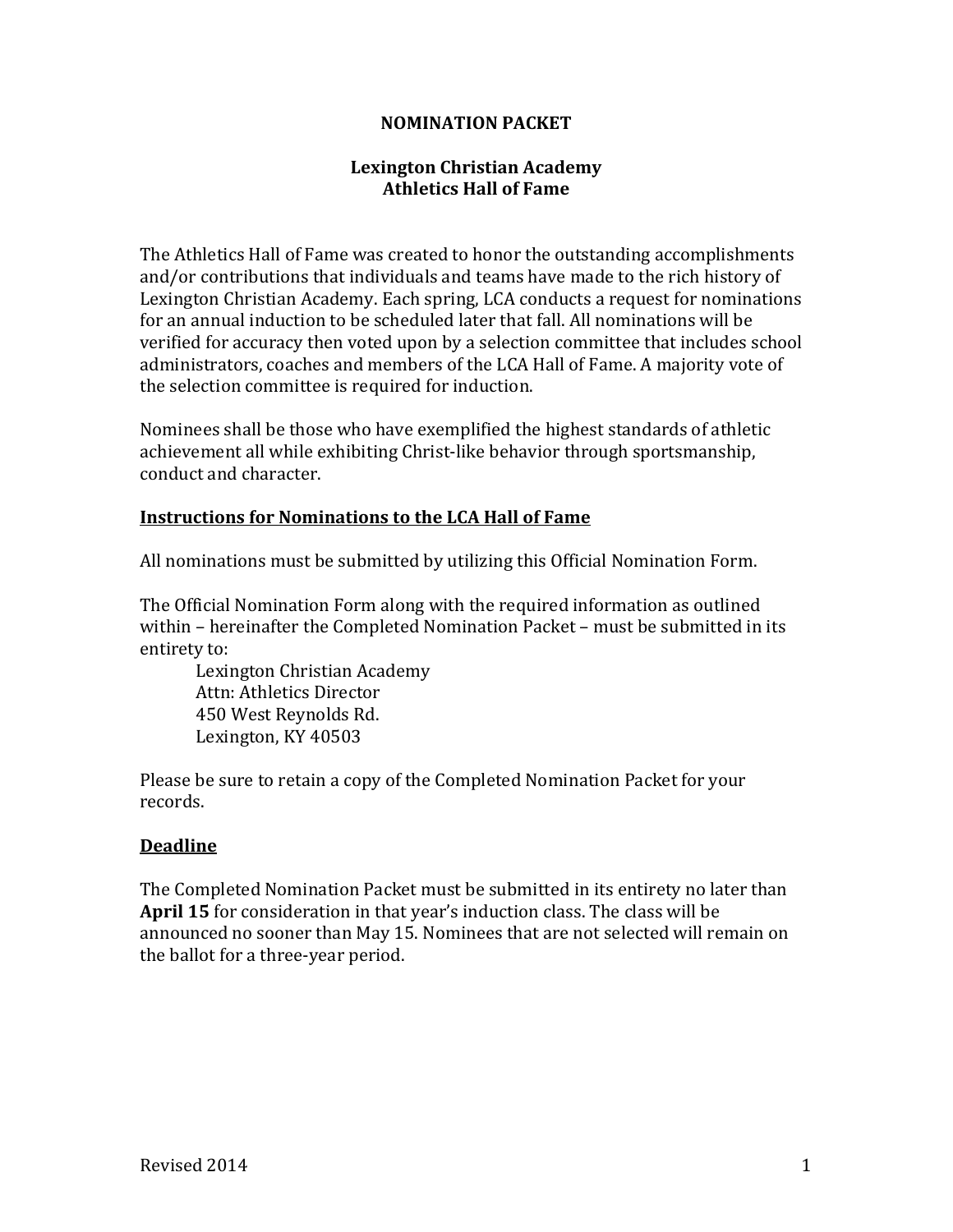# NOMINATION PACKET

## Lexington Christian Academy
## Athletics Hall of Fame

The Athletics Hall of Fame was created to honor the outstanding accomplishments and/or contributions that individuals and teams have made to the rich history of Lexington Christian Academy. Each spring, LCA conducts a request for nominations for an annual induction to be scheduled later that fall. All nominations will be verified for accuracy then voted upon by a selection committee that includes school administrators, coaches and members of the LCA Hall of Fame. A majority vote of the selection committee is required for induction.

Nominees shall be those who have exemplified the highest standards of athletic achievement all while exhibiting Christ-like behavior through sportsmanship, conduct and character.

### Instructions for Nominations to the LCA Hall of Fame

All nominations must be submitted by utilizing this Official Nomination Form.

The Official Nomination Form along with the required information as outlined within – hereinafter the Completed Nomination Packet – must be submitted in its entirety to:

> Lexington Christian Academy
> Attn: Athletics Director
> 450 West Reynolds Rd.
> Lexington, KY 40503

Please be sure to retain a copy of the Completed Nomination Packet for your records.

### Deadline

The Completed Nomination Packet must be submitted in its entirety no later than **April 15** for consideration in that year's induction class. The class will be announced no sooner than May 15. Nominees that are not selected will remain on the ballot for a three-year period.

Revised 2014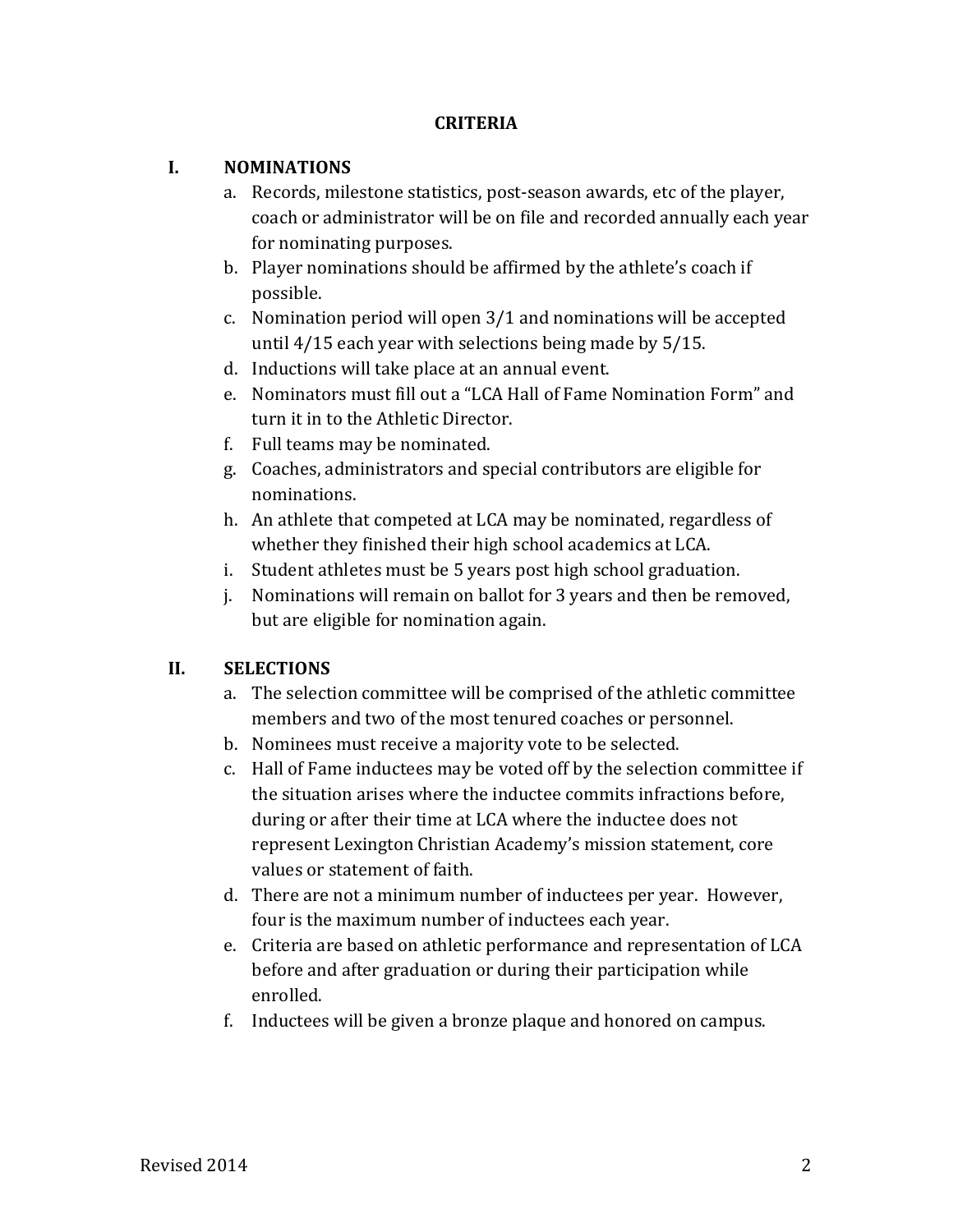# CRITERIA

## I. NOMINATIONS

a. Records, milestone statistics, post-season awards, etc of the player, coach or administrator will be on file and recorded annually each year for nominating purposes.
b. Player nominations should be affirmed by the athlete's coach if possible.
c. Nomination period will open 3/1 and nominations will be accepted until 4/15 each year with selections being made by 5/15.
d. Inductions will take place at an annual event.
e. Nominators must fill out a "LCA Hall of Fame Nomination Form" and turn it in to the Athletic Director.
f. Full teams may be nominated.
g. Coaches, administrators and special contributors are eligible for nominations.
h. An athlete that competed at LCA may be nominated, regardless of whether they finished their high school academics at LCA.
i. Student athletes must be 5 years post high school graduation.
j. Nominations will remain on ballot for 3 years and then be removed, but are eligible for nomination again.

## II. SELECTIONS

a. The selection committee will be comprised of the athletic committee members and two of the most tenured coaches or personnel.
b. Nominees must receive a majority vote to be selected.
c. Hall of Fame inductees may be voted off by the selection committee if the situation arises where the inductee commits infractions before, during or after their time at LCA where the inductee does not represent Lexington Christian Academy's mission statement, core values or statement of faith.
d. There are not a minimum number of inductees per year. However, four is the maximum number of inductees each year.
e. Criteria are based on athletic performance and representation of LCA before and after graduation or during their participation while enrolled.
f. Inductees will be given a bronze plaque and honored on campus.

Revised 2014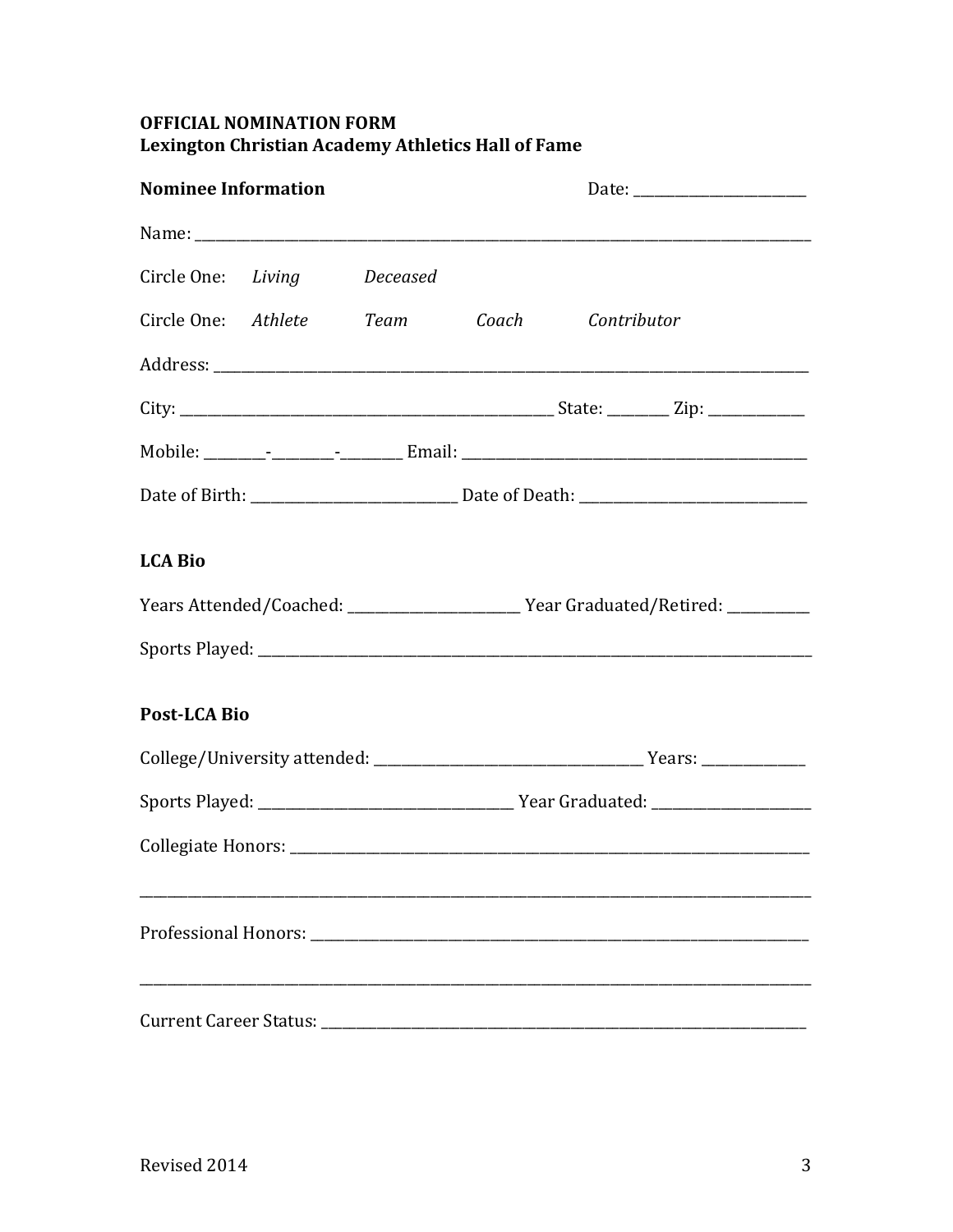**OFFICIAL NOMINATION FORM**
**Lexington Christian Academy Athletics Hall of Fame**

**Nominee Information** Date: ______________________

Name: ________________________________________________________________________________

Circle One: *Living* *Deceased*

Circle One: *Athlete* *Team* *Coach* *Contributor*

Address: ______________________________________________________________________________

City: ____________________________________________ State: _______ Zip: ___________

Mobile: _______-_______-_______ Email: ___________________________________________

Date of Birth: _________________________ Date of Death: ____________________________

**LCA Bio**

Years Attended/Coached: ______________________ Year Graduated/Retired: __________

Sports Played: __________________________________________________________________________

**Post-LCA Bio**

College/University attended: __________________________________ Years: ____________

Sports Played: ________________________________ Year Graduated: ____________________

Collegiate Honors: ______________________________________________________________________

_______________________________________________________________________________________

Professional Honors: ____________________________________________________________________

_______________________________________________________________________________________

Current Career Status: __________________________________________________________________

Revised 2014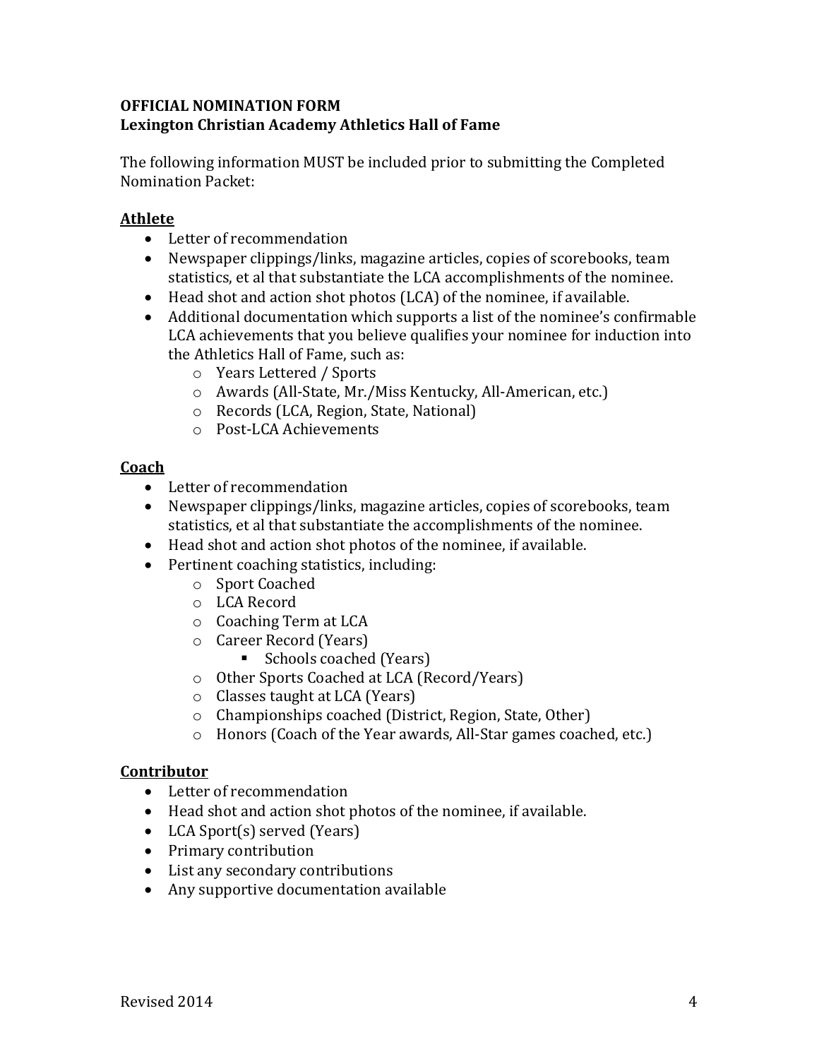**OFFICIAL NOMINATION FORM**
**Lexington Christian Academy Athletics Hall of Fame**

The following information MUST be included prior to submitting the Completed Nomination Packet:

**Athlete**

- Letter of recommendation
- Newspaper clippings/links, magazine articles, copies of scorebooks, team statistics, et al that substantiate the LCA accomplishments of the nominee.
- Head shot and action shot photos (LCA) of the nominee, if available.
- Additional documentation which supports a list of the nominee's confirmable LCA achievements that you believe qualifies your nominee for induction into the Athletics Hall of Fame, such as:
  - Years Lettered / Sports
  - Awards (All-State, Mr./Miss Kentucky, All-American, etc.)
  - Records (LCA, Region, State, National)
  - Post-LCA Achievements

**Coach**

- Letter of recommendation
- Newspaper clippings/links, magazine articles, copies of scorebooks, team statistics, et al that substantiate the accomplishments of the nominee.
- Head shot and action shot photos of the nominee, if available.
- Pertinent coaching statistics, including:
  - Sport Coached
  - LCA Record
  - Coaching Term at LCA
  - Career Record (Years)
    - Schools coached (Years)
  - Other Sports Coached at LCA (Record/Years)
  - Classes taught at LCA (Years)
  - Championships coached (District, Region, State, Other)
  - Honors (Coach of the Year awards, All-Star games coached, etc.)

**Contributor**

- Letter of recommendation
- Head shot and action shot photos of the nominee, if available.
- LCA Sport(s) served (Years)
- Primary contribution
- List any secondary contributions
- Any supportive documentation available

Revised 2014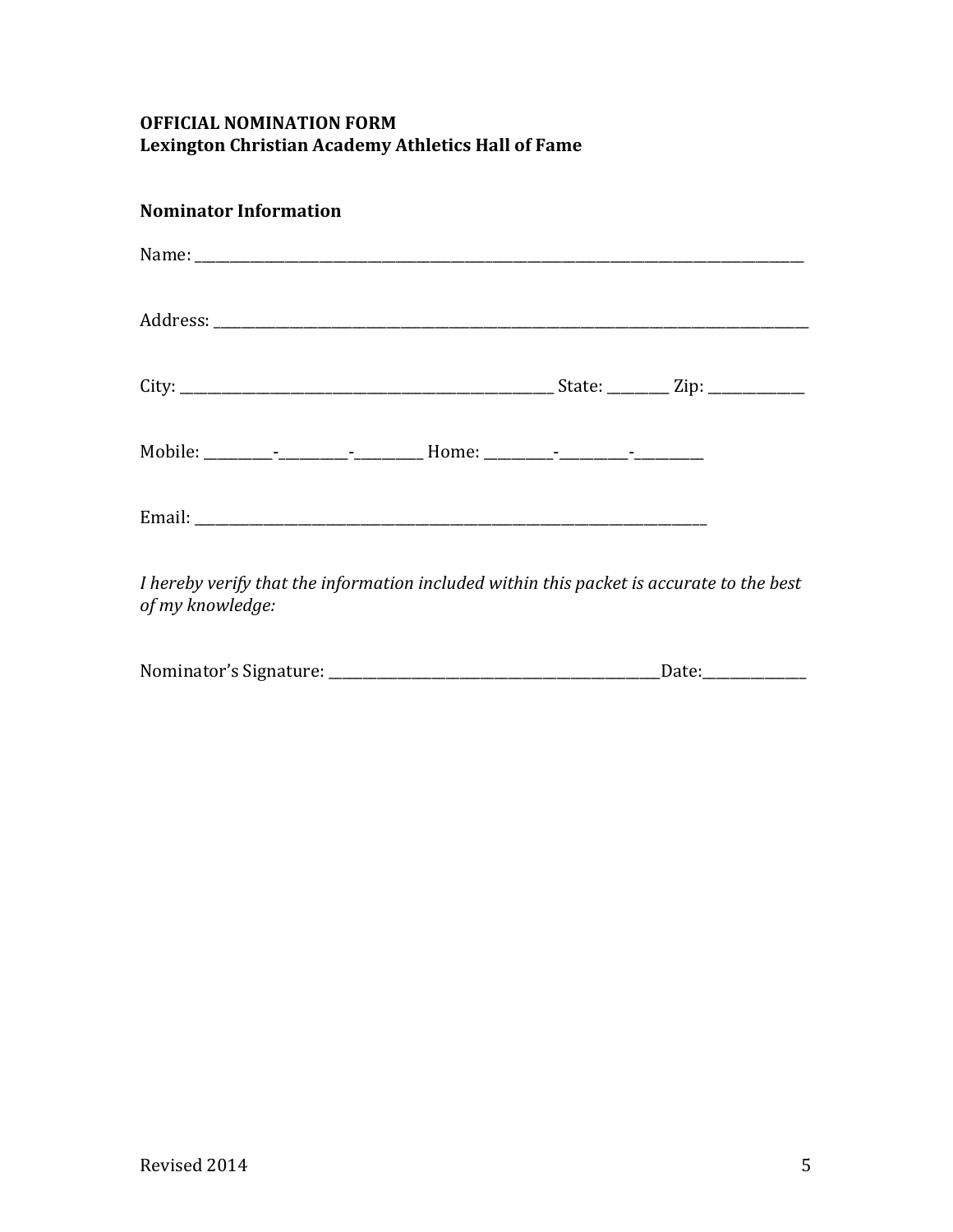**OFFICIAL NOMINATION FORM**
**Lexington Christian Academy Athletics Hall of Fame**

**Nominator Information**

Name: ____________________________________________________________________________________

Address: __________________________________________________________________________________

City: ___________________________________________________ State: ________ Zip: _____________

Mobile: __________-__________-__________ Home: __________-__________-__________

Email: ____________________________________________________________________________

*I hereby verify that the information included within this packet is accurate to the best of my knowledge:*

Nominator's Signature: ______________________________________________Date:_______________

Revised 2014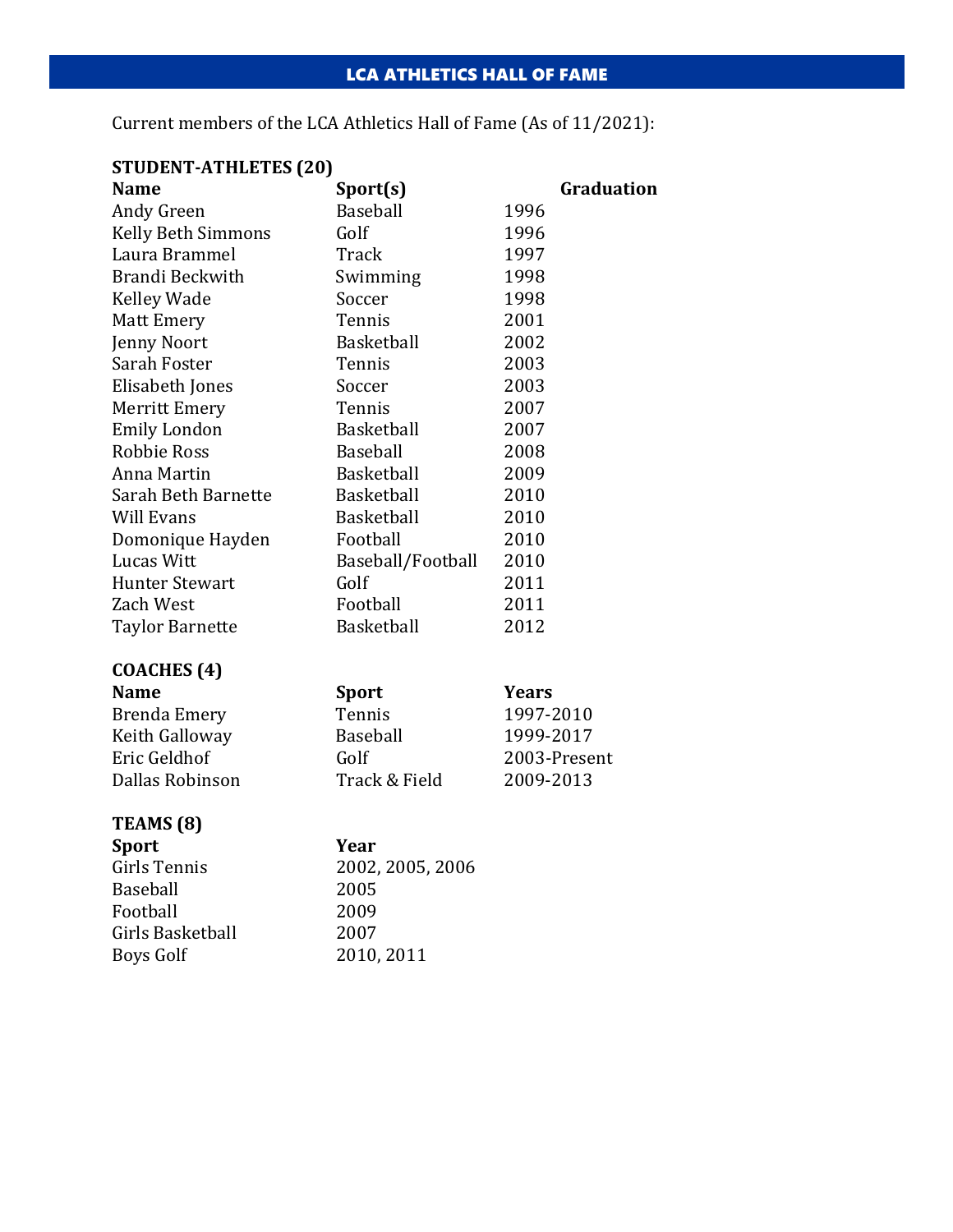# LCA ATHLETICS HALL OF FAME

Current members of the LCA Athletics Hall of Fame (As of 11/2021):

**STUDENT-ATHLETES (20)**

| Name | Sport(s) | Graduation |
|---|---|---|
| Andy Green | Baseball | 1996 |
| Kelly Beth Simmons | Golf | 1996 |
| Laura Brammel | Track | 1997 |
| Brandi Beckwith | Swimming | 1998 |
| Kelley Wade | Soccer | 1998 |
| Matt Emery | Tennis | 2001 |
| Jenny Noort | Basketball | 2002 |
| Sarah Foster | Tennis | 2003 |
| Elisabeth Jones | Soccer | 2003 |
| Merritt Emery | Tennis | 2007 |
| Emily London | Basketball | 2007 |
| Robbie Ross | Baseball | 2008 |
| Anna Martin | Basketball | 2009 |
| Sarah Beth Barnette | Basketball | 2010 |
| Will Evans | Basketball | 2010 |
| Domonique Hayden | Football | 2010 |
| Lucas Witt | Baseball/Football | 2010 |
| Hunter Stewart | Golf | 2011 |
| Zach West | Football | 2011 |
| Taylor Barnette | Basketball | 2012 |

**COACHES (4)**

| Name | Sport | Years |
|---|---|---|
| Brenda Emery | Tennis | 1997-2010 |
| Keith Galloway | Baseball | 1999-2017 |
| Eric Geldhof | Golf | 2003-Present |
| Dallas Robinson | Track & Field | 2009-2013 |

**TEAMS (8)**

| Sport | Year |
|---|---|
| Girls Tennis | 2002, 2005, 2006 |
| Baseball | 2005 |
| Football | 2009 |
| Girls Basketball | 2007 |
| Boys Golf | 2010, 2011 |